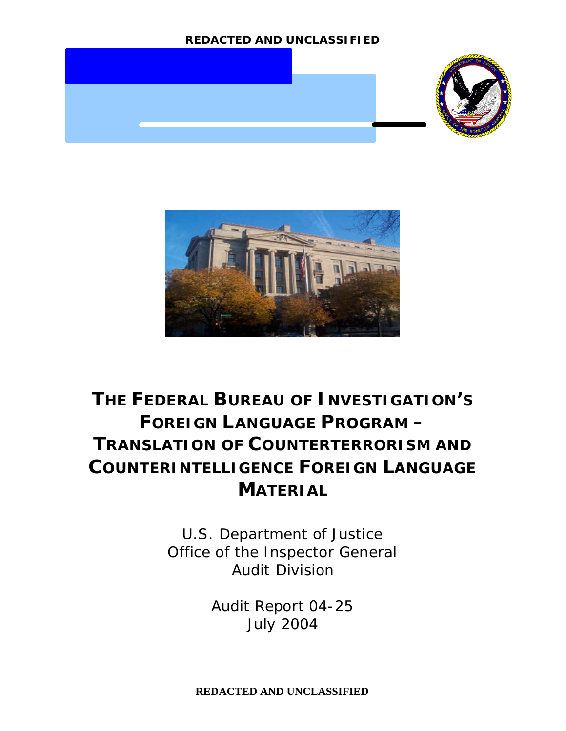**REDACTED AND UNCLASSIFIED**

# THE FEDERAL BUREAU OF INVESTIGATION'S FOREIGN LANGUAGE PROGRAM – TRANSLATION OF COUNTERTERRORISM AND COUNTERINTELLIGENCE FOREIGN LANGUAGE MATERIAL

U.S. Department of Justice
Office of the Inspector General
Audit Division

Audit Report 04-25
July 2004

**REDACTED AND UNCLASSIFIED**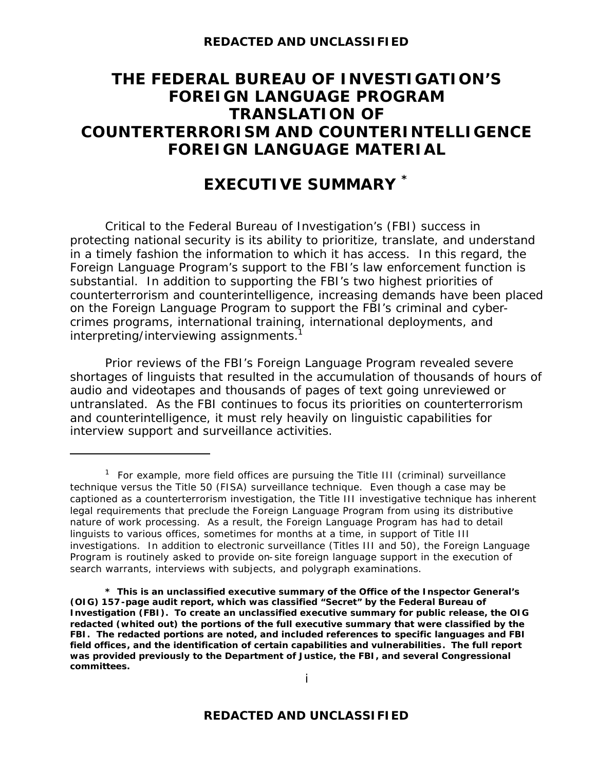# THE FEDERAL BUREAU OF INVESTIGATION'S FOREIGN LANGUAGE PROGRAM TRANSLATION OF COUNTERTERRORISM AND COUNTERINTELLIGENCE FOREIGN LANGUAGE MATERIAL

## EXECUTIVE SUMMARY *

Critical to the Federal Bureau of Investigation's (FBI) success in protecting national security is its ability to prioritize, translate, and understand in a timely fashion the information to which it has access. In this regard, the Foreign Language Program's support to the FBI's law enforcement function is substantial. In addition to supporting the FBI's two highest priorities of counterterrorism and counterintelligence, increasing demands have been placed on the Foreign Language Program to support the FBI's criminal and cyber-crimes programs, international training, international deployments, and interpreting/interviewing assignments.[1]

Prior reviews of the FBI's Foreign Language Program revealed severe shortages of linguists that resulted in the accumulation of thousands of hours of audio and videotapes and thousands of pages of text going unreviewed or untranslated. As the FBI continues to focus its priorities on counterterrorism and counterintelligence, it must rely heavily on linguistic capabilities for interview support and surveillance activities.

---

[1] For example, more field offices are pursuing the Title III (criminal) surveillance technique versus the Title 50 (FISA) surveillance technique. Even though a case may be captioned as a counterterrorism investigation, the Title III investigative technique has inherent legal requirements that preclude the Foreign Language Program from using its distributive nature of work processing. As a result, the Foreign Language Program has had to detail linguists to various offices, sometimes for months at a time, in support of Title III investigations. In addition to electronic surveillance (Titles III and 50), the Foreign Language Program is routinely asked to provide on-site foreign language support in the execution of search warrants, interviews with subjects, and polygraph examinations.

**\* This is an unclassified executive summary of the Office of the Inspector General's (OIG) 157-page audit report, which was classified "Secret" by the Federal Bureau of Investigation (FBI). To create an unclassified executive summary for public release, the OIG redacted (whited out) the portions of the full executive summary that were classified by the FBI. The redacted portions are noted, and included references to specific languages and FBI field offices, and the identification of certain capabilities and vulnerabilities. The full report was provided previously to the Department of Justice, the FBI, and several Congressional committees.**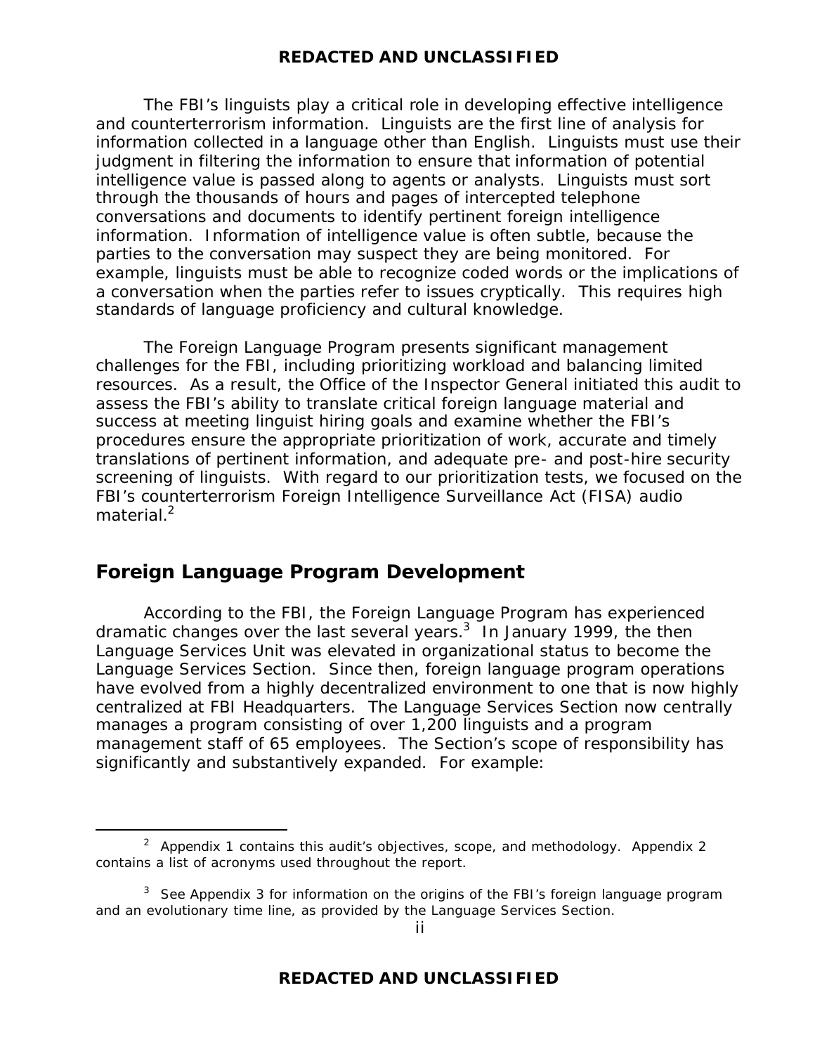The FBI's linguists play a critical role in developing effective intelligence and counterterrorism information. Linguists are the first line of analysis for information collected in a language other than English. Linguists must use their judgment in filtering the information to ensure that information of potential intelligence value is passed along to agents or analysts. Linguists must sort through the thousands of hours and pages of intercepted telephone conversations and documents to identify pertinent foreign intelligence information. Information of intelligence value is often subtle, because the parties to the conversation may suspect they are being monitored. For example, linguists must be able to recognize coded words or the implications of a conversation when the parties refer to issues cryptically. This requires high standards of language proficiency and cultural knowledge.

The Foreign Language Program presents significant management challenges for the FBI, including prioritizing workload and balancing limited resources. As a result, the Office of the Inspector General initiated this audit to assess the FBI's ability to translate critical foreign language material and success at meeting linguist hiring goals and examine whether the FBI's procedures ensure the appropriate prioritization of work, accurate and timely translations of pertinent information, and adequate pre- and post-hire security screening of linguists. With regard to our prioritization tests, we focused on the FBI's counterterrorism Foreign Intelligence Surveillance Act (FISA) audio material.[2]

## Foreign Language Program Development

According to the FBI, the Foreign Language Program has experienced dramatic changes over the last several years.[3] In January 1999, the then Language Services Unit was elevated in organizational status to become the Language Services Section. Since then, foreign language program operations have evolved from a highly decentralized environment to one that is now highly centralized at FBI Headquarters. The Language Services Section now centrally manages a program consisting of over 1,200 linguists and a program management staff of 65 employees. The Section's scope of responsibility has significantly and substantively expanded. For example:

---

[2] Appendix 1 contains this audit's objectives, scope, and methodology. Appendix 2 contains a list of acronyms used throughout the report.

[3] See Appendix 3 for information on the origins of the FBI's foreign language program and an evolutionary time line, as provided by the Language Services Section.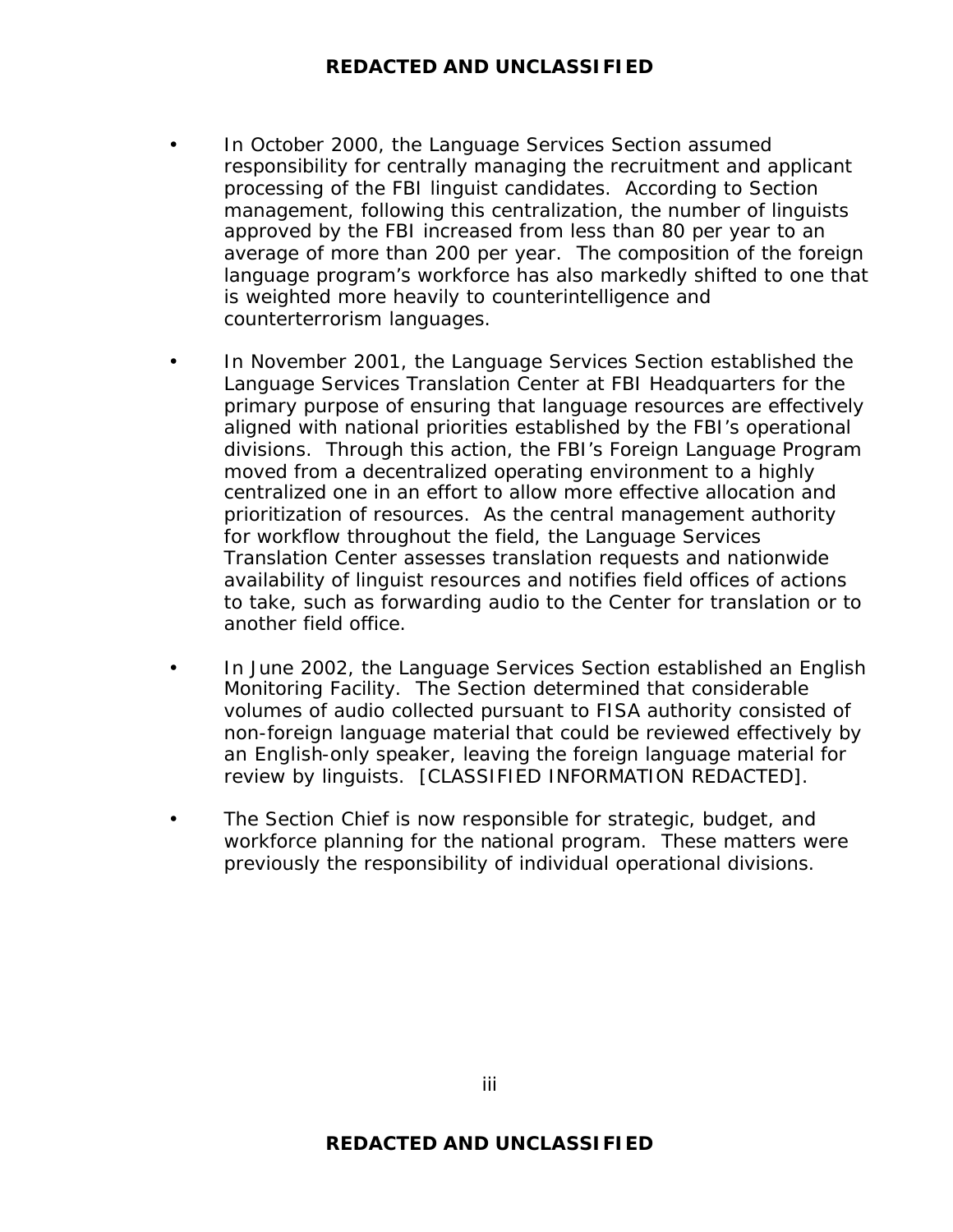- In October 2000, the Language Services Section assumed responsibility for centrally managing the recruitment and applicant processing of the FBI linguist candidates. According to Section management, following this centralization, the number of linguists approved by the FBI increased from less than 80 per year to an average of more than 200 per year. The composition of the foreign language program's workforce has also markedly shifted to one that is weighted more heavily to counterintelligence and counterterrorism languages.

- In November 2001, the Language Services Section established the Language Services Translation Center at FBI Headquarters for the primary purpose of ensuring that language resources are effectively aligned with national priorities established by the FBI's operational divisions. Through this action, the FBI's Foreign Language Program moved from a decentralized operating environment to a highly centralized one in an effort to allow more effective allocation and prioritization of resources. As the central management authority for workflow throughout the field, the Language Services Translation Center assesses translation requests and nationwide availability of linguist resources and notifies field offices of actions to take, such as forwarding audio to the Center for translation or to another field office.

- In June 2002, the Language Services Section established an English Monitoring Facility. The Section determined that considerable volumes of audio collected pursuant to FISA authority consisted of non-foreign language material that could be reviewed effectively by an English-only speaker, leaving the foreign language material for review by linguists. [CLASSIFIED INFORMATION REDACTED].

- The Section Chief is now responsible for strategic, budget, and workforce planning for the national program. These matters were previously the responsibility of individual operational divisions.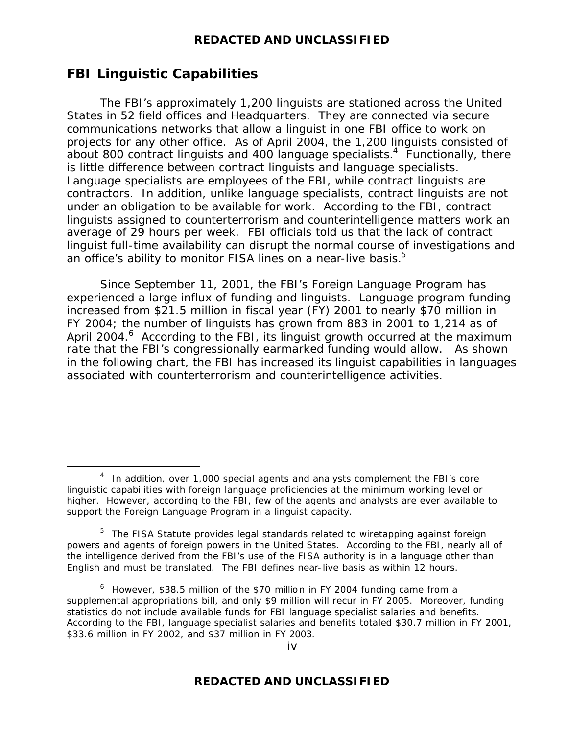## FBI Linguistic Capabilities

The FBI's approximately 1,200 linguists are stationed across the United States in 52 field offices and Headquarters. They are connected via secure communications networks that allow a linguist in one FBI office to work on projects for any other office. As of April 2004, the 1,200 linguists consisted of about 800 contract linguists and 400 language specialists.[4] Functionally, there is little difference between contract linguists and language specialists. Language specialists are employees of the FBI, while contract linguists are contractors. In addition, unlike language specialists, contract linguists are not under an obligation to be available for work. According to the FBI, contract linguists assigned to counterterrorism and counterintelligence matters work an average of 29 hours per week. FBI officials told us that the lack of contract linguist full-time availability can disrupt the normal course of investigations and an office's ability to monitor FISA lines on a near-live basis.[5]

Since September 11, 2001, the FBI's Foreign Language Program has experienced a large influx of funding and linguists. Language program funding increased from $21.5 million in fiscal year (FY) 2001 to nearly $70 million in FY 2004; the number of linguists has grown from 883 in 2001 to 1,214 as of April 2004.[6] According to the FBI, its linguist growth occurred at the maximum rate that the FBI's congressionally earmarked funding would allow. As shown in the following chart, the FBI has increased its linguist capabilities in languages associated with counterterrorism and counterintelligence activities.

---

[4] In addition, over 1,000 special agents and analysts complement the FBI's core linguistic capabilities with foreign language proficiencies at the minimum working level or higher. However, according to the FBI, few of the agents and analysts are ever available to support the Foreign Language Program in a linguist capacity.

[5] The FISA Statute provides legal standards related to wiretapping against foreign powers and agents of foreign powers in the United States. According to the FBI, nearly all of the intelligence derived from the FBI's use of the FISA authority is in a language other than English and must be translated. The FBI defines near-live basis as within 12 hours.

[6] However, $38.5 million of the $70 million in FY 2004 funding came from a supplemental appropriations bill, and only $9 million will recur in FY 2005. Moreover, funding statistics do not include available funds for FBI language specialist salaries and benefits. According to the FBI, language specialist salaries and benefits totaled $30.7 million in FY 2001, $33.6 million in FY 2002, and $37 million in FY 2003.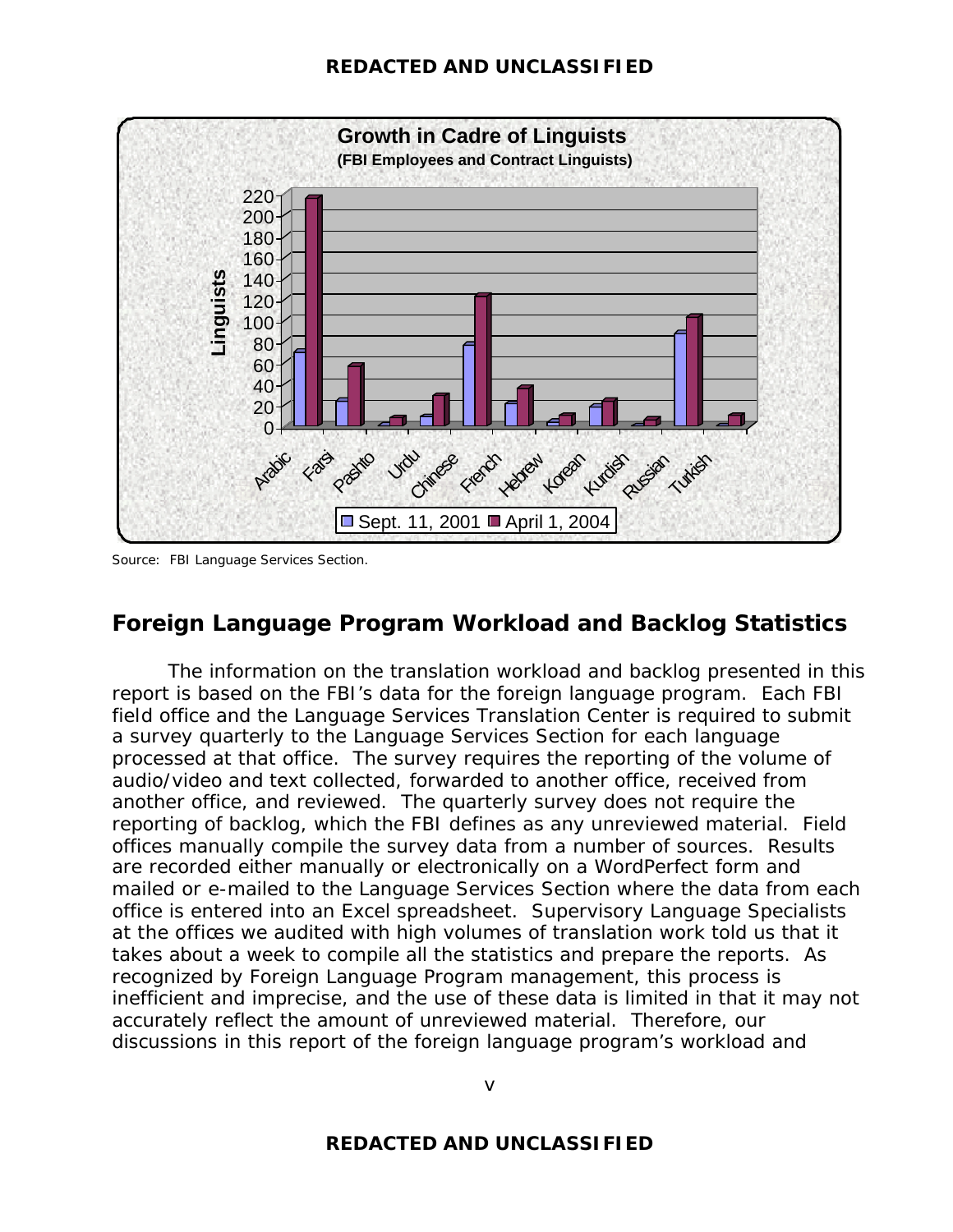Source: FBI Language Services Section.

## Foreign Language Program Workload and Backlog Statistics

The information on the translation workload and backlog presented in this report is based on the FBI's data for the foreign language program. Each FBI field office and the Language Services Translation Center is required to submit a survey quarterly to the Language Services Section for each language processed at that office. The survey requires the reporting of the volume of audio/video and text collected, forwarded to another office, received from another office, and reviewed. The quarterly survey does not require the reporting of backlog, which the FBI defines as any unreviewed material. Field offices manually compile the survey data from a number of sources. Results are recorded either manually or electronically on a WordPerfect form and mailed or e-mailed to the Language Services Section where the data from each office is entered into an Excel spreadsheet. Supervisory Language Specialists at the offices we audited with high volumes of translation work told us that it takes about a week to compile all the statistics and prepare the reports. As recognized by Foreign Language Program management, this process is inefficient and imprecise, and the use of these data is limited in that it may not accurately reflect the amount of unreviewed material. Therefore, our discussions in this report of the foreign language program's workload and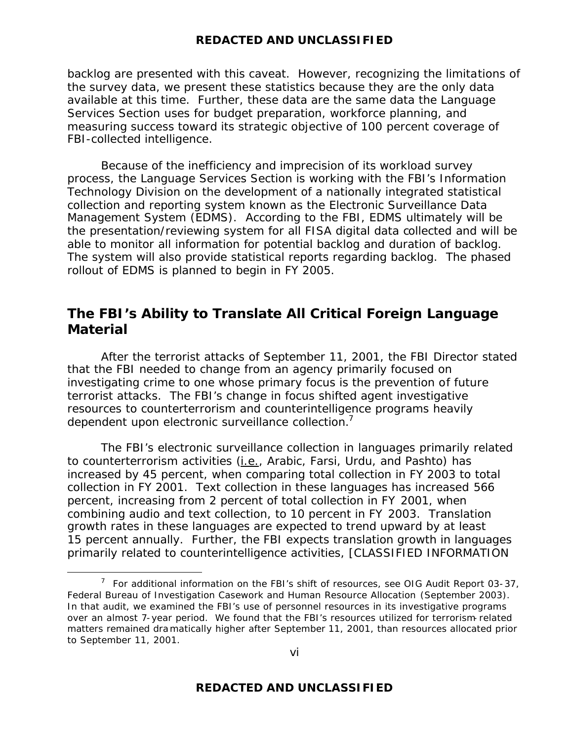backlog are presented with this caveat. However, recognizing the limitations of the survey data, we present these statistics because they are the only data available at this time. Further, these data are the same data the Language Services Section uses for budget preparation, workforce planning, and measuring success toward its strategic objective of 100 percent coverage of FBI-collected intelligence.

Because of the inefficiency and imprecision of its workload survey process, the Language Services Section is working with the FBI's Information Technology Division on the development of a nationally integrated statistical collection and reporting system known as the Electronic Surveillance Data Management System (EDMS). According to the FBI, EDMS ultimately will be the presentation/reviewing system for all FISA digital data collected and will be able to monitor all information for potential backlog and duration of backlog. The system will also provide statistical reports regarding backlog. The phased rollout of EDMS is planned to begin in FY 2005.

## The FBI's Ability to Translate All Critical Foreign Language Material

After the terrorist attacks of September 11, 2001, the FBI Director stated that the FBI needed to change from an agency primarily focused on investigating crime to one whose primary focus is the prevention of future terrorist attacks. The FBI's change in focus shifted agent investigative resources to counterterrorism and counterintelligence programs heavily dependent upon electronic surveillance collection.[7]

The FBI's electronic surveillance collection in languages primarily related to counterterrorism activities (i.e., Arabic, Farsi, Urdu, and Pashto) has increased by 45 percent, when comparing total collection in FY 2003 to total collection in FY 2001. Text collection in these languages has increased 566 percent, increasing from 2 percent of total collection in FY 2001, when combining audio and text collection, to 10 percent in FY 2003. Translation growth rates in these languages are expected to trend upward by at least 15 percent annually. Further, the FBI expects translation growth in languages primarily related to counterintelligence activities, [CLASSIFIED INFORMATION

[7] For additional information on the FBI's shift of resources, see OIG Audit Report 03-37, Federal Bureau of Investigation Casework and Human Resource Allocation (September 2003). In that audit, we examined the FBI's use of personnel resources in its investigative programs over an almost 7-year period. We found that the FBI's resources utilized for terrorism-related matters remained dramatically higher after September 11, 2001, than resources allocated prior to September 11, 2001.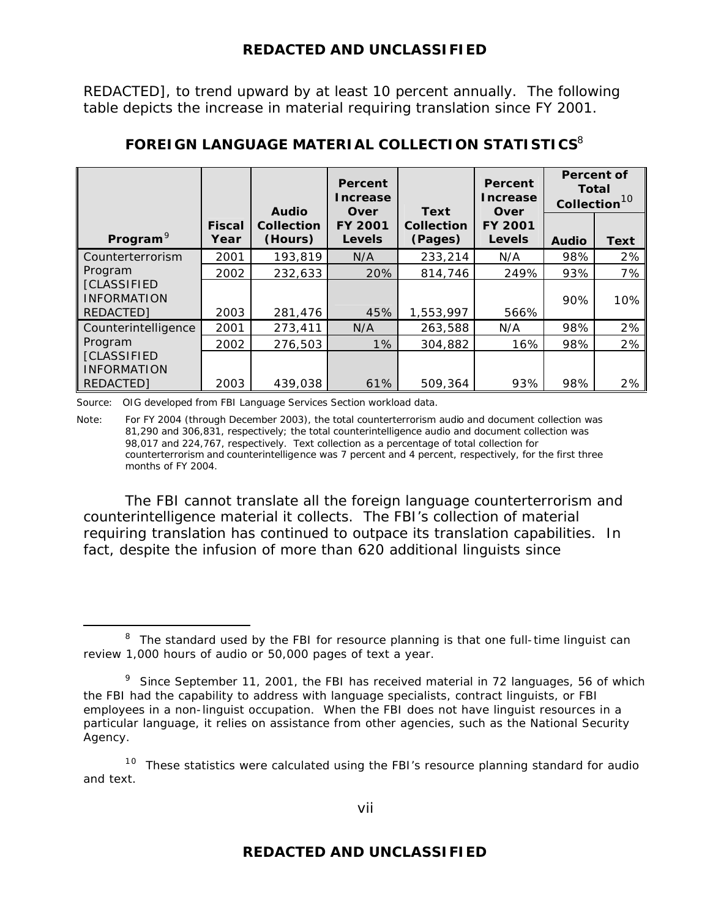REDACTED], to trend upward by at least 10 percent annually. The following table depicts the increase in material requiring translation since FY 2001.

**FOREIGN LANGUAGE MATERIAL COLLECTION STATISTICS**[8]

| Program[9] | Fiscal Year | Audio Collection (Hours) | Percent Increase Over FY 2001 Levels | Text Collection (Pages) | Percent Increase Over FY 2001 Levels | Percent of Total Collection[10] | |
|---|---|---|---|---|---|---|---|
| | | | | | | Audio | Text |
| Counterterrorism Program [CLASSIFIED INFORMATION REDACTED] | 2001 | 193,819 | N/A | 233,214 | N/A | 98% | 2% |
| | 2002 | 232,633 | 20% | 814,746 | 249% | 93% | 7% |
| | 2003 | 281,476 | 45% | 1,553,997 | 566% | 90% | 10% |
| Counterintelligence Program [CLASSIFIED INFORMATION REDACTED] | 2001 | 273,411 | N/A | 263,588 | N/A | 98% | 2% |
| | 2002 | 276,503 | 1% | 304,882 | 16% | 98% | 2% |
| | 2003 | 439,038 | 61% | 509,364 | 93% | 98% | 2% |

Source: OIG developed from FBI Language Services Section workload data.

Note: For FY 2004 (through December 2003), the total counterterrorism audio and document collection was 81,290 and 306,831, respectively; the total counterintelligence audio and document collection was 98,017 and 224,767, respectively. Text collection as a percentage of total collection for counterterrorism and counterintelligence was 7 percent and 4 percent, respectively, for the first three months of FY 2004.

The FBI cannot translate all the foreign language counterterrorism and counterintelligence material it collects. The FBI's collection of material requiring translation has continued to outpace its translation capabilities. In fact, despite the infusion of more than 620 additional linguists since

---

[8] The standard used by the FBI for resource planning is that one full-time linguist can review 1,000 hours of audio or 50,000 pages of text a year.

[9] Since September 11, 2001, the FBI has received material in 72 languages, 56 of which the FBI had the capability to address with language specialists, contract linguists, or FBI employees in a non-linguist occupation. When the FBI does not have linguist resources in a particular language, it relies on assistance from other agencies, such as the National Security Agency.

[10] These statistics were calculated using the FBI's resource planning standard for audio and text.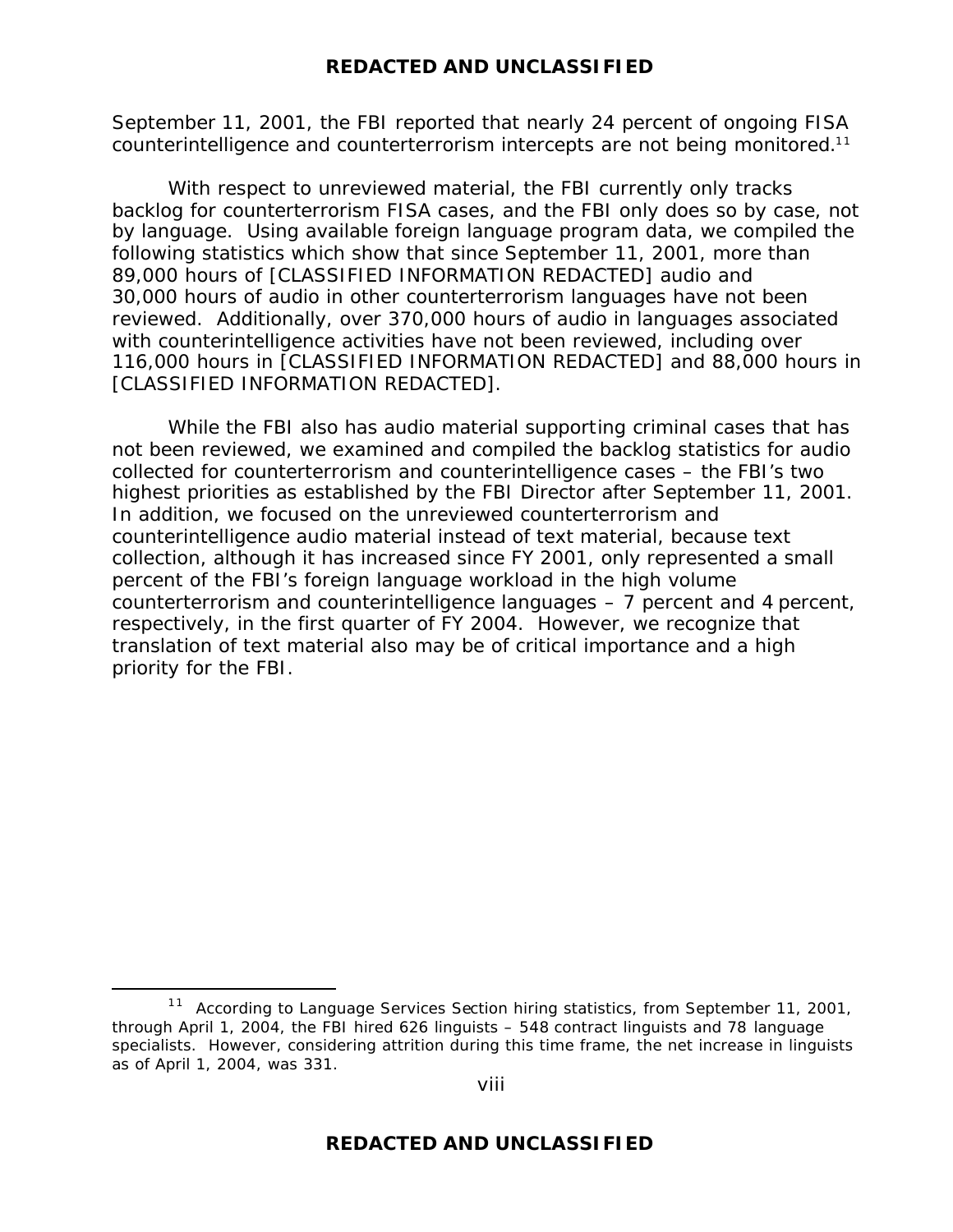September 11, 2001, the FBI reported that nearly 24 percent of ongoing FISA counterintelligence and counterterrorism intercepts are not being monitored.[11]

With respect to unreviewed material, the FBI currently only tracks backlog for counterterrorism FISA cases, and the FBI only does so by case, not by language. Using available foreign language program data, we compiled the following statistics which show that since September 11, 2001, more than 89,000 hours of [CLASSIFIED INFORMATION REDACTED] audio and 30,000 hours of audio in other counterterrorism languages have not been reviewed. Additionally, over 370,000 hours of audio in languages associated with counterintelligence activities have not been reviewed, including over 116,000 hours in [CLASSIFIED INFORMATION REDACTED] and 88,000 hours in [CLASSIFIED INFORMATION REDACTED].

While the FBI also has audio material supporting criminal cases that has not been reviewed, we examined and compiled the backlog statistics for audio collected for counterterrorism and counterintelligence cases – the FBI's two highest priorities as established by the FBI Director after September 11, 2001. In addition, we focused on the unreviewed counterterrorism and counterintelligence audio material instead of text material, because text collection, although it has increased since FY 2001, only represented a small percent of the FBI's foreign language workload in the high volume counterterrorism and counterintelligence languages – 7 percent and 4 percent, respectively, in the first quarter of FY 2004. However, we recognize that translation of text material also may be of critical importance and a high priority for the FBI.

[11] According to Language Services Section hiring statistics, from September 11, 2001, through April 1, 2004, the FBI hired 626 linguists – 548 contract linguists and 78 language specialists. However, considering attrition during this time frame, the net increase in linguists as of April 1, 2004, was 331.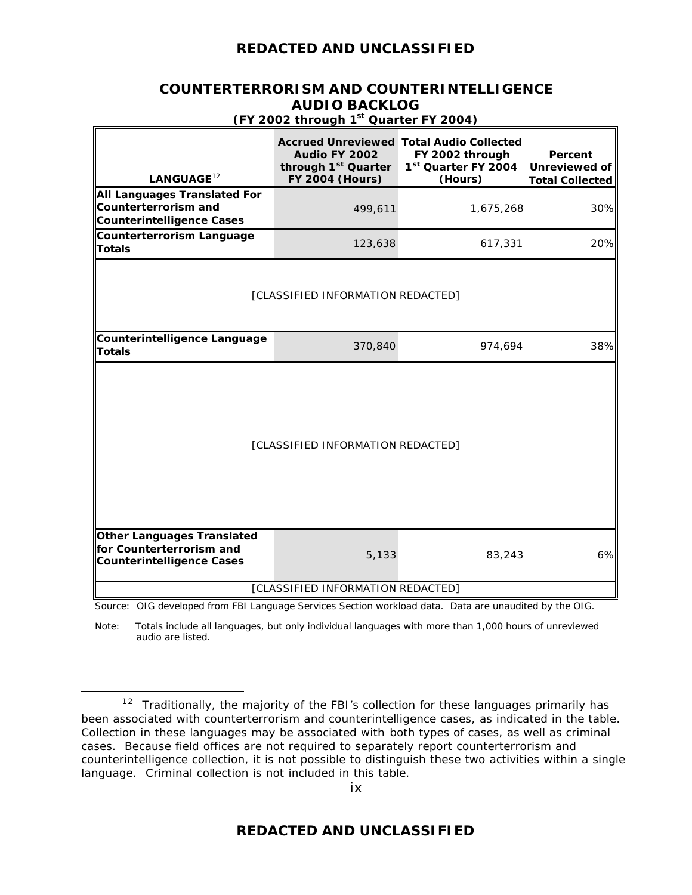## COUNTERTERRORISM AND COUNTERINTELLIGENCE AUDIO BACKLOG

**(FY 2002 through 1st Quarter FY 2004)**

| LANGUAGE[12] | Accrued Unreviewed Audio FY 2002 through 1st Quarter FY 2004 (Hours) | Total Audio Collected FY 2002 through 1st Quarter FY 2004 (Hours) | Percent Unreviewed of Total Collected |
|---|---|---|---|
| **All Languages Translated For Counterterrorism and Counterintelligence Cases** | 499,611 | 1,675,268 | 30% |
| **Counterterrorism Language Totals** | 123,638 | 617,331 | 20% |
| [CLASSIFIED INFORMATION REDACTED] | | | |
| **Counterintelligence Language Totals** | 370,840 | 974,694 | 38% |
| [CLASSIFIED INFORMATION REDACTED] | | | |
| **Other Languages Translated for Counterterrorism and Counterintelligence Cases** | 5,133 | 83,243 | 6% |
| [CLASSIFIED INFORMATION REDACTED] | | | |

Source: OIG developed from FBI Language Services Section workload data. Data are unaudited by the OIG.

Note: Totals include all languages, but only individual languages with more than 1,000 hours of unreviewed audio are listed.

---

[12] Traditionally, the majority of the FBI's collection for these languages primarily has been associated with counterterrorism and counterintelligence cases, as indicated in the table. Collection in these languages may be associated with both types of cases, as well as criminal cases. Because field offices are not required to separately report counterterrorism and counterintelligence collection, it is not possible to distinguish these two activities within a single language. Criminal collection is not included in this table.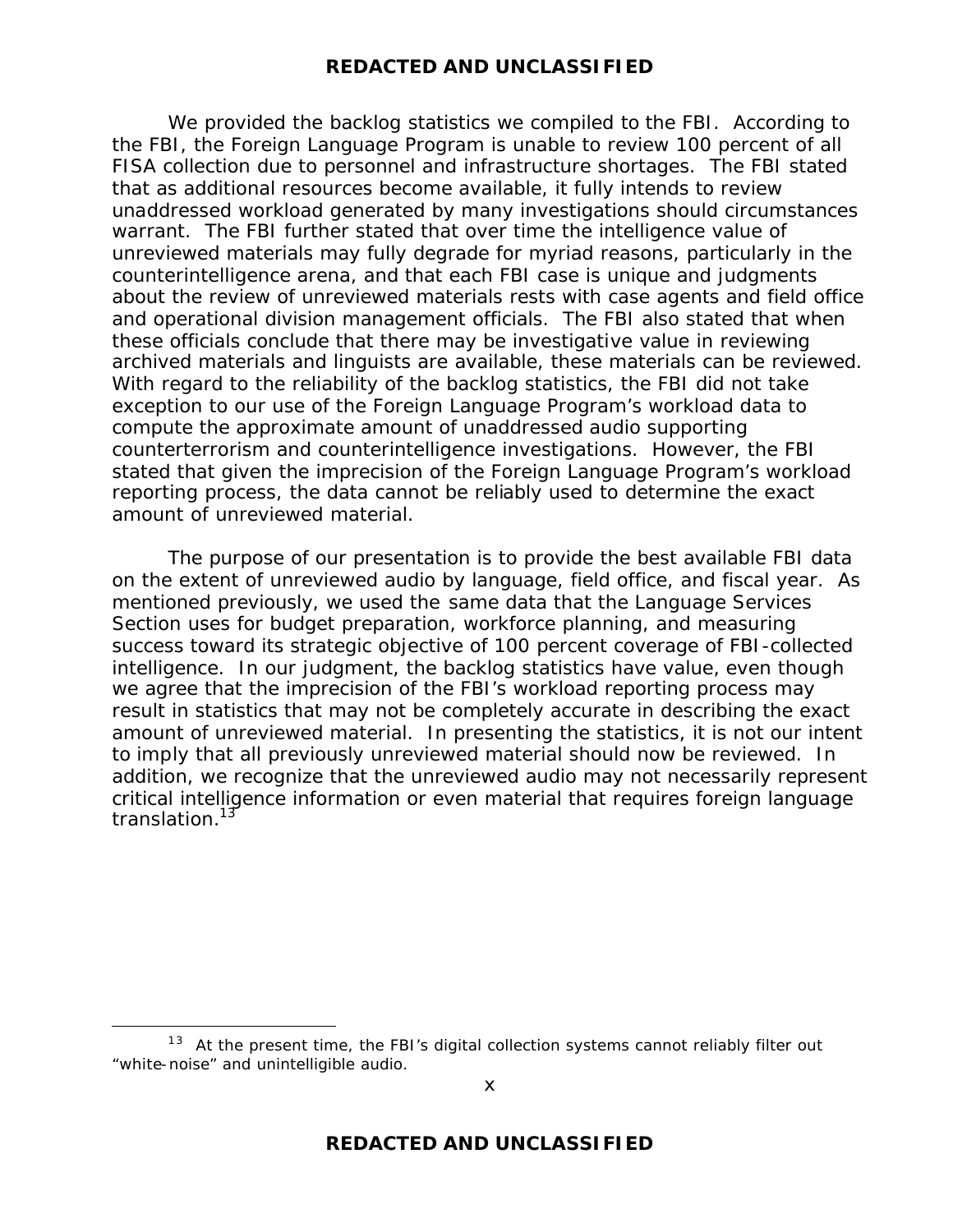We provided the backlog statistics we compiled to the FBI. According to the FBI, the Foreign Language Program is unable to review 100 percent of all FISA collection due to personnel and infrastructure shortages. The FBI stated that as additional resources become available, it fully intends to review unaddressed workload generated by many investigations should circumstances warrant. The FBI further stated that over time the intelligence value of unreviewed materials may fully degrade for myriad reasons, particularly in the counterintelligence arena, and that each FBI case is unique and judgments about the review of unreviewed materials rests with case agents and field office and operational division management officials. The FBI also stated that when these officials conclude that there may be investigative value in reviewing archived materials and linguists are available, these materials can be reviewed. With regard to the reliability of the backlog statistics, the FBI did not take exception to our use of the Foreign Language Program's workload data to compute the approximate amount of unaddressed audio supporting counterterrorism and counterintelligence investigations. However, the FBI stated that given the imprecision of the Foreign Language Program's workload reporting process, the data cannot be reliably used to determine the exact amount of unreviewed material.

The purpose of our presentation is to provide the best available FBI data on the extent of unreviewed audio by language, field office, and fiscal year. As mentioned previously, we used the same data that the Language Services Section uses for budget preparation, workforce planning, and measuring success toward its strategic objective of 100 percent coverage of FBI-collected intelligence. In our judgment, the backlog statistics have value, even though we agree that the imprecision of the FBI's workload reporting process may result in statistics that may not be completely accurate in describing the exact amount of unreviewed material. In presenting the statistics, it is not our intent to imply that all previously unreviewed material should now be reviewed. In addition, we recognize that the unreviewed audio may not necessarily represent critical intelligence information or even material that requires foreign language translation.[13]

---

[13] At the present time, the FBI's digital collection systems cannot reliably filter out "white-noise" and unintelligible audio.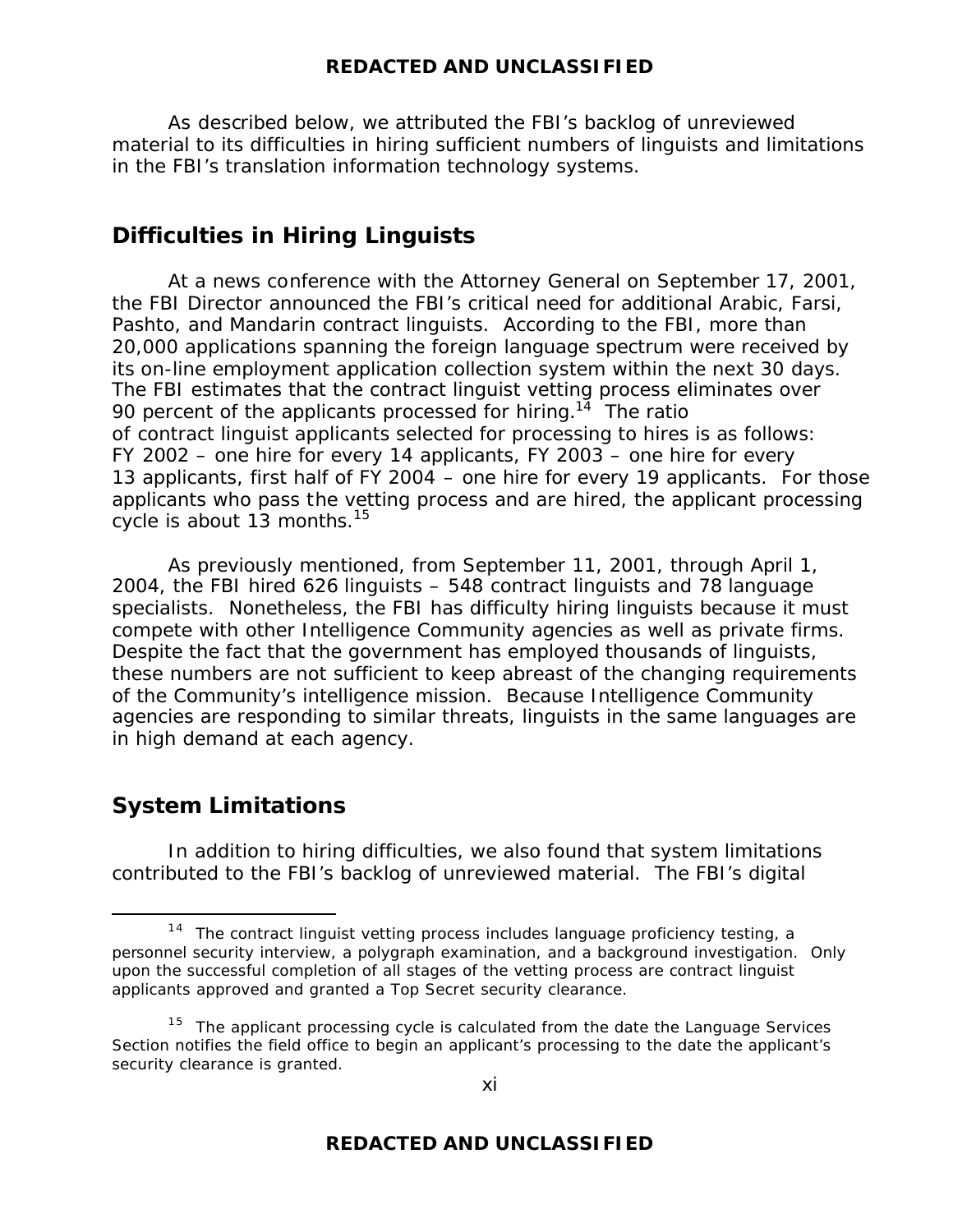As described below, we attributed the FBI's backlog of unreviewed material to its difficulties in hiring sufficient numbers of linguists and limitations in the FBI's translation information technology systems.

## Difficulties in Hiring Linguists

At a news conference with the Attorney General on September 17, 2001, the FBI Director announced the FBI's critical need for additional Arabic, Farsi, Pashto, and Mandarin contract linguists. According to the FBI, more than 20,000 applications spanning the foreign language spectrum were received by its on-line employment application collection system within the next 30 days. The FBI estimates that the contract linguist vetting process eliminates over 90 percent of the applicants processed for hiring.[14] The ratio of contract linguist applicants selected for processing to hires is as follows: FY 2002 – one hire for every 14 applicants, FY 2003 – one hire for every 13 applicants, first half of FY 2004 – one hire for every 19 applicants. For those applicants who pass the vetting process and are hired, the applicant processing cycle is about 13 months.[15]

As previously mentioned, from September 11, 2001, through April 1, 2004, the FBI hired 626 linguists – 548 contract linguists and 78 language specialists. Nonetheless, the FBI has difficulty hiring linguists because it must compete with other Intelligence Community agencies as well as private firms. Despite the fact that the government has employed thousands of linguists, these numbers are not sufficient to keep abreast of the changing requirements of the Community's intelligence mission. Because Intelligence Community agencies are responding to similar threats, linguists in the same languages are in high demand at each agency.

## System Limitations

In addition to hiring difficulties, we also found that system limitations contributed to the FBI's backlog of unreviewed material. The FBI's digital

---

[14] The contract linguist vetting process includes language proficiency testing, a personnel security interview, a polygraph examination, and a background investigation. Only upon the successful completion of all stages of the vetting process are contract linguist applicants approved and granted a Top Secret security clearance.

[15] The applicant processing cycle is calculated from the date the Language Services Section notifies the field office to begin an applicant's processing to the date the applicant's security clearance is granted.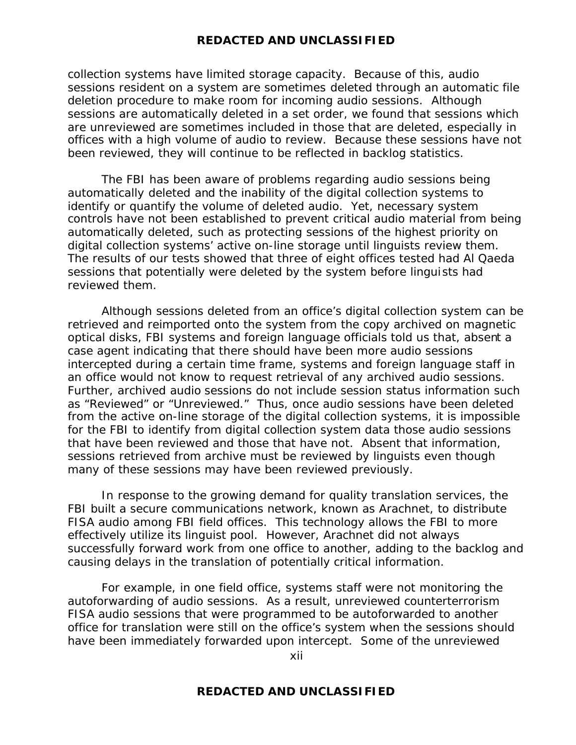collection systems have limited storage capacity. Because of this, audio sessions resident on a system are sometimes deleted through an automatic file deletion procedure to make room for incoming audio sessions. Although sessions are automatically deleted in a set order, we found that sessions which are unreviewed are sometimes included in those that are deleted, especially in offices with a high volume of audio to review. Because these sessions have not been reviewed, they will continue to be reflected in backlog statistics.

The FBI has been aware of problems regarding audio sessions being automatically deleted and the inability of the digital collection systems to identify or quantify the volume of deleted audio. Yet, necessary system controls have not been established to prevent critical audio material from being automatically deleted, such as protecting sessions of the highest priority on digital collection systems' active on-line storage until linguists review them. The results of our tests showed that three of eight offices tested had Al Qaeda sessions that potentially were deleted by the system before linguists had reviewed them.

Although sessions deleted from an office's digital collection system can be retrieved and reimported onto the system from the copy archived on magnetic optical disks, FBI systems and foreign language officials told us that, absent a case agent indicating that there should have been more audio sessions intercepted during a certain time frame, systems and foreign language staff in an office would not know to request retrieval of any archived audio sessions. Further, archived audio sessions do not include session status information such as "Reviewed" or "Unreviewed." Thus, once audio sessions have been deleted from the active on-line storage of the digital collection systems, it is impossible for the FBI to identify from digital collection system data those audio sessions that have been reviewed and those that have not. Absent that information, sessions retrieved from archive must be reviewed by linguists even though many of these sessions may have been reviewed previously.

In response to the growing demand for quality translation services, the FBI built a secure communications network, known as Arachnet, to distribute FISA audio among FBI field offices. This technology allows the FBI to more effectively utilize its linguist pool. However, Arachnet did not always successfully forward work from one office to another, adding to the backlog and causing delays in the translation of potentially critical information.

For example, in one field office, systems staff were not monitoring the autoforwarding of audio sessions. As a result, unreviewed counterterrorism FISA audio sessions that were programmed to be autoforwarded to another office for translation were still on the office's system when the sessions should have been immediately forwarded upon intercept. Some of the unreviewed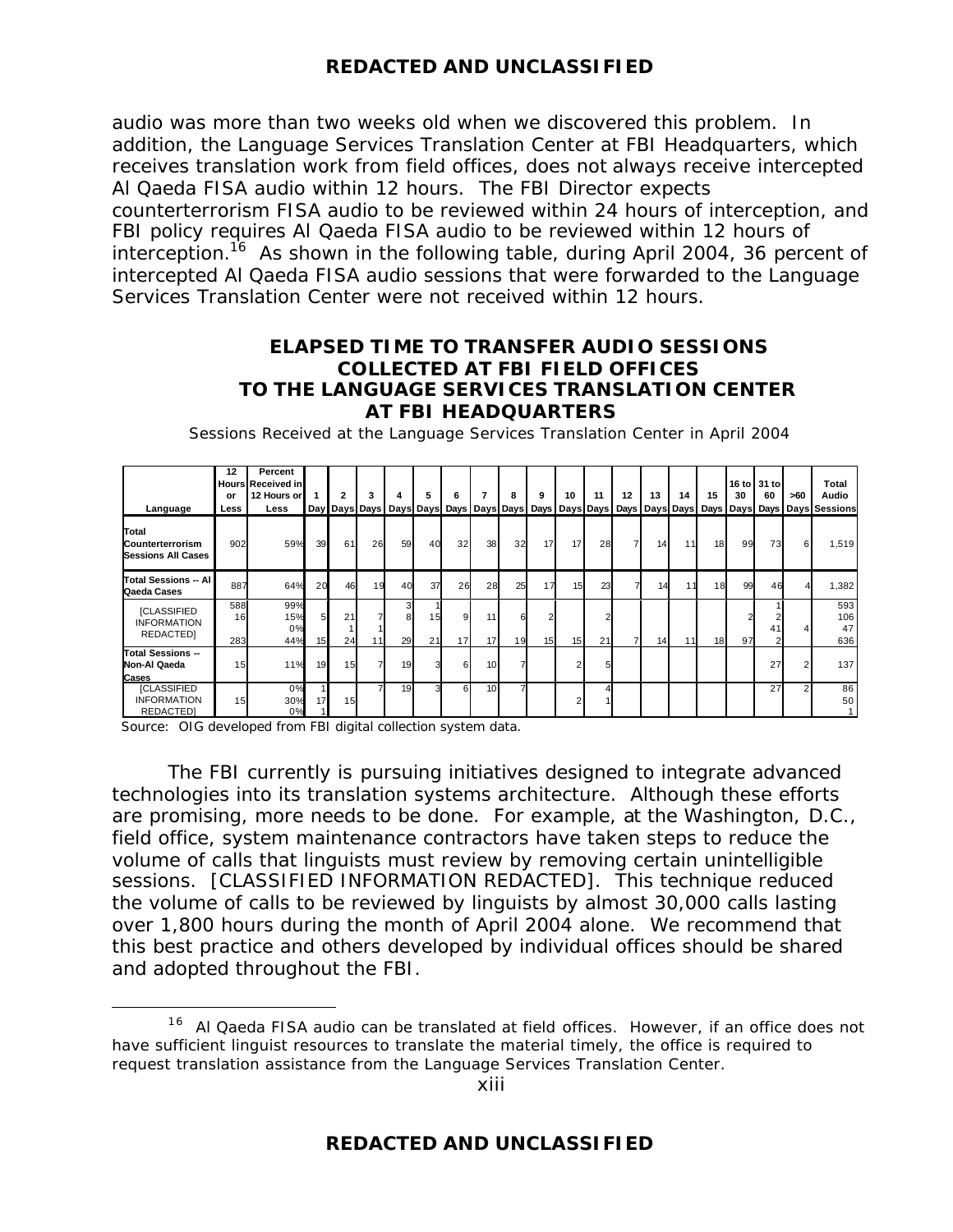audio was more than two weeks old when we discovered this problem. In addition, the Language Services Translation Center at FBI Headquarters, which receives translation work from field offices, does not always receive intercepted Al Qaeda FISA audio within 12 hours. The FBI Director expects counterterrorism FISA audio to be reviewed within 24 hours of interception, and FBI policy requires Al Qaeda FISA audio to be reviewed within 12 hours of interception.[16] As shown in the following table, during April 2004, 36 percent of intercepted Al Qaeda FISA audio sessions that were forwarded to the Language Services Translation Center were not received within 12 hours.

## ELAPSED TIME TO TRANSFER AUDIO SESSIONS COLLECTED AT FBI FIELD OFFICES TO THE LANGUAGE SERVICES TRANSLATION CENTER AT FBI HEADQUARTERS

Sessions Received at the Language Services Translation Center in April 2004

| Language | 12 Hours or Less | Percent Received in 12 Hours or Less | 1 Day | 2 Days | 3 Days | 4 Days | 5 Days | 6 Days | 7 Days | 8 Days | 9 Days | 10 Days | 11 Days | 12 Days | 13 Days | 14 Days | 15 Days | 16 to 30 Days | 31 to 60 Days | >60 Days | Total Audio Sessions |
|---|---|---|---|---|---|---|---|---|---|---|---|---|---|---|---|---|---|---|---|---|---|
| Total Counterterrorism Sessions All Cases | 902 | 59% | 39 | 61 | 26 | 59 | 40 | 32 | 38 | 32 | 17 | 17 | 28 | 7 | 14 | 11 | 18 | 99 | 73 | 6 | 1,519 |
| Total Sessions -- Al Qaeda Cases | 887 | 64% | 20 | 46 | 19 | 40 | 37 | 26 | 28 | 25 | 17 | 15 | 23 | 7 | 14 | 11 | 18 | 99 | 46 | 4 | 1,382 |
| [CLASSIFIED INFORMATION REDACTED] | 588 | 99% | | | | 3 | 1 | | | | | | | | | | | | 1 | | 593 |
| | 16 | 15% | 5 | 21 | 7 | 8 | 15 | 9 | 11 | 6 | 2 | | 2 | | | | | 2 | 2 | | 106 |
| | | 0% | | 1 | 1 | | | | | | | | | | | | | | 41 | 4 | 47 |
| | 283 | 44% | 15 | 24 | 11 | 29 | 21 | 17 | 17 | 19 | 15 | 15 | 21 | 7 | 14 | 11 | 18 | 97 | 2 | | 636 |
| Total Sessions -- Non-Al Qaeda Cases | 15 | 11% | 19 | 15 | 7 | 19 | 3 | 6 | 10 | 7 | | 2 | 5 | | | | | | 27 | 2 | 137 |
| [CLASSIFIED INFORMATION REDACTED] | | 0% | 1 | | 7 | 19 | 3 | 6 | 10 | 7 | | | 4 | | | | | | 27 | 2 | 86 |
| | 15 | 30% | 17 | 15 | | | | | | | | 2 | 1 | | | | | | | | 50 |
| | | 0% | 1 | | | | | | | | | | | | | | | | | | 1 |

Source: OIG developed from FBI digital collection system data.

The FBI currently is pursuing initiatives designed to integrate advanced technologies into its translation systems architecture. Although these efforts are promising, more needs to be done. For example, at the Washington, D.C., field office, system maintenance contractors have taken steps to reduce the volume of calls that linguists must review by removing certain unintelligible sessions. [CLASSIFIED INFORMATION REDACTED]. This technique reduced the volume of calls to be reviewed by linguists by almost 30,000 calls lasting over 1,800 hours during the month of April 2004 alone. We recommend that this best practice and others developed by individual offices should be shared and adopted throughout the FBI.

[16] Al Qaeda FISA audio can be translated at field offices. However, if an office does not have sufficient linguist resources to translate the material timely, the office is required to request translation assistance from the Language Services Translation Center.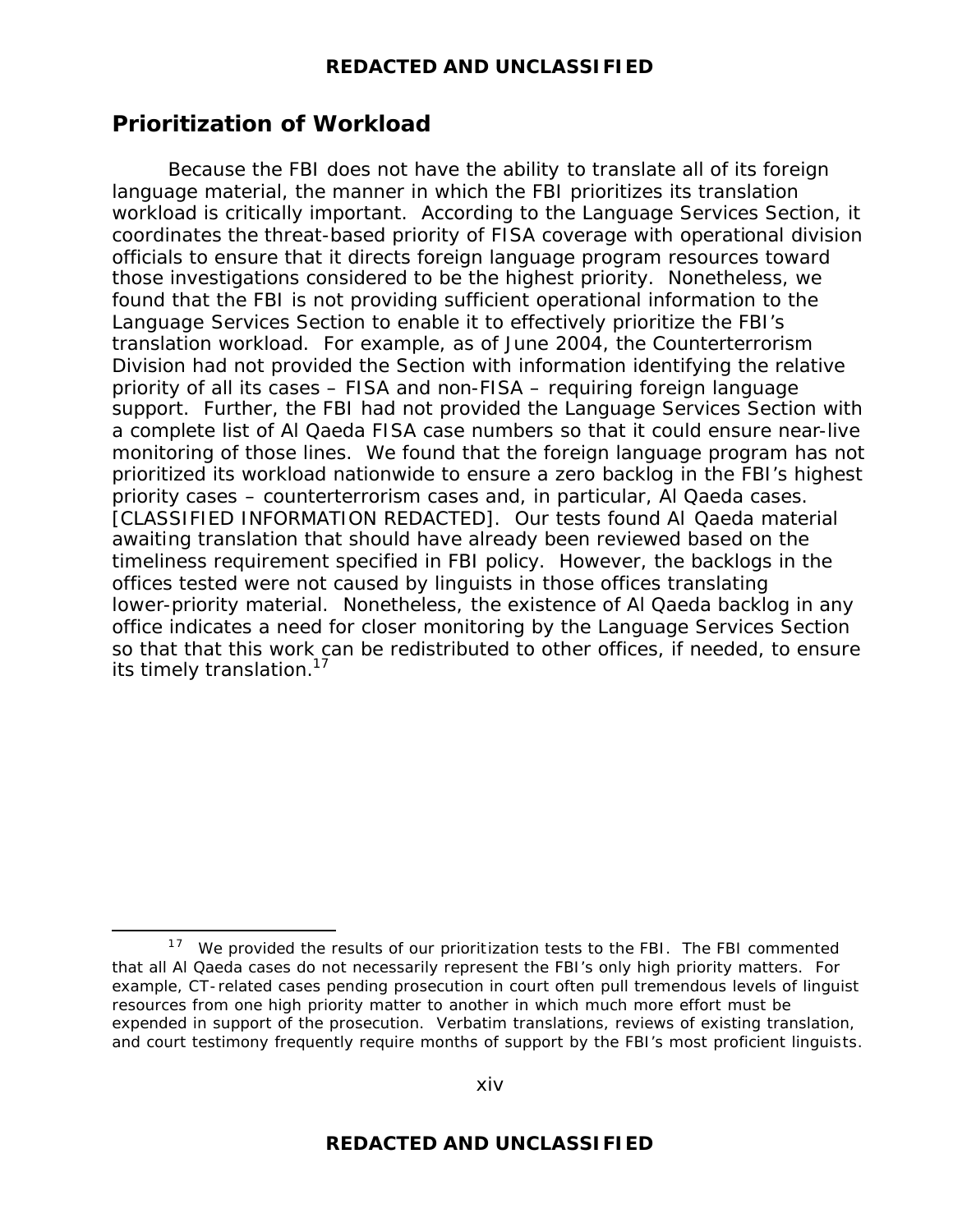## Prioritization of Workload

Because the FBI does not have the ability to translate all of its foreign language material, the manner in which the FBI prioritizes its translation workload is critically important. According to the Language Services Section, it coordinates the threat-based priority of FISA coverage with operational division officials to ensure that it directs foreign language program resources toward those investigations considered to be the highest priority. Nonetheless, we found that the FBI is not providing sufficient operational information to the Language Services Section to enable it to effectively prioritize the FBI's translation workload. For example, as of June 2004, the Counterterrorism Division had not provided the Section with information identifying the relative priority of all its cases – FISA and non-FISA – requiring foreign language support. Further, the FBI had not provided the Language Services Section with a complete list of Al Qaeda FISA case numbers so that it could ensure near-live monitoring of those lines. We found that the foreign language program has not prioritized its workload nationwide to ensure a zero backlog in the FBI's highest priority cases – counterterrorism cases and, in particular, Al Qaeda cases. [CLASSIFIED INFORMATION REDACTED]. Our tests found Al Qaeda material awaiting translation that should have already been reviewed based on the timeliness requirement specified in FBI policy. However, the backlogs in the offices tested were not caused by linguists in those offices translating lower-priority material. Nonetheless, the existence of Al Qaeda backlog in any office indicates a need for closer monitoring by the Language Services Section so that that this work can be redistributed to other offices, if needed, to ensure its timely translation.[17]

---

[17] We provided the results of our prioritization tests to the FBI. The FBI commented that all Al Qaeda cases do not necessarily represent the FBI's only high priority matters. For example, CT-related cases pending prosecution in court often pull tremendous levels of linguist resources from one high priority matter to another in which much more effort must be expended in support of the prosecution. Verbatim translations, reviews of existing translation, and court testimony frequently require months of support by the FBI's most proficient linguists.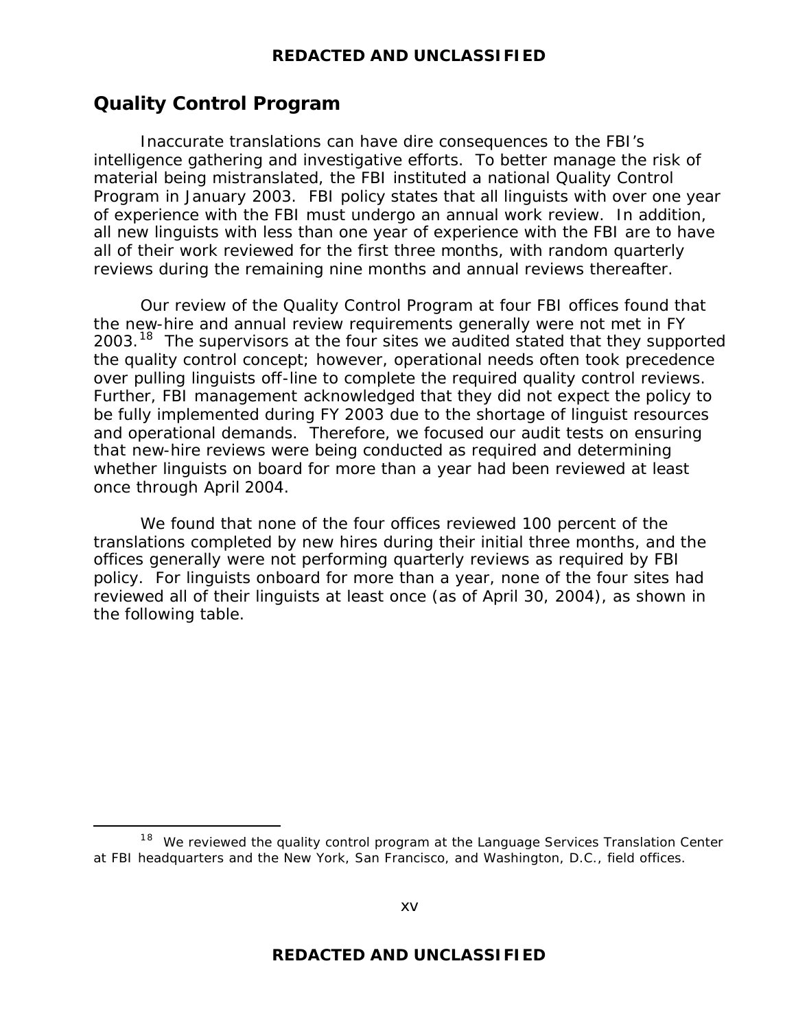## Quality Control Program

Inaccurate translations can have dire consequences to the FBI's intelligence gathering and investigative efforts. To better manage the risk of material being mistranslated, the FBI instituted a national Quality Control Program in January 2003. FBI policy states that all linguists with over one year of experience with the FBI must undergo an annual work review. In addition, all new linguists with less than one year of experience with the FBI are to have all of their work reviewed for the first three months, with random quarterly reviews during the remaining nine months and annual reviews thereafter.

Our review of the Quality Control Program at four FBI offices found that the new-hire and annual review requirements generally were not met in FY 2003.[18] The supervisors at the four sites we audited stated that they supported the quality control concept; however, operational needs often took precedence over pulling linguists off-line to complete the required quality control reviews. Further, FBI management acknowledged that they did not expect the policy to be fully implemented during FY 2003 due to the shortage of linguist resources and operational demands. Therefore, we focused our audit tests on ensuring that new-hire reviews were being conducted as required and determining whether linguists on board for more than a year had been reviewed at least once through April 2004.

We found that none of the four offices reviewed 100 percent of the translations completed by new hires during their initial three months, and the offices generally were not performing quarterly reviews as required by FBI policy. For linguists onboard for more than a year, none of the four sites had reviewed all of their linguists at least once (as of April 30, 2004), as shown in the following table.

[18] We reviewed the quality control program at the Language Services Translation Center at FBI headquarters and the New York, San Francisco, and Washington, D.C., field offices.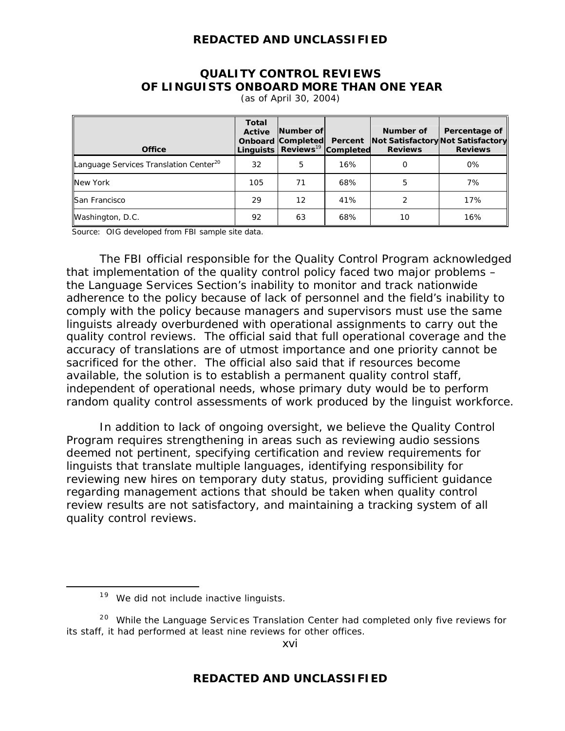**QUALITY CONTROL REVIEWS OF LINGUISTS ONBOARD MORE THAN ONE YEAR**

(as of April 30, 2004)

| Office | Total Active Onboard Linguists | Number of Completed Reviews[19] | Percent Completed | Number of Not Satisfactory Reviews | Percentage of Not Satisfactory Reviews |
|---|---|---|---|---|---|
| Language Services Translation Center[20] | 32 | 5 | 16% | 0 | 0% |
| New York | 105 | 71 | 68% | 5 | 7% |
| San Francisco | 29 | 12 | 41% | 2 | 17% |
| Washington, D.C. | 92 | 63 | 68% | 10 | 16% |

Source: OIG developed from FBI sample site data.

The FBI official responsible for the Quality Control Program acknowledged that implementation of the quality control policy faced two major problems – the Language Services Section's inability to monitor and track nationwide adherence to the policy because of lack of personnel and the field's inability to comply with the policy because managers and supervisors must use the same linguists already overburdened with operational assignments to carry out the quality control reviews. The official said that full operational coverage and the accuracy of translations are of utmost importance and one priority cannot be sacrificed for the other. The official also said that if resources become available, the solution is to establish a permanent quality control staff, independent of operational needs, whose primary duty would be to perform random quality control assessments of work produced by the linguist workforce.

In addition to lack of ongoing oversight, we believe the Quality Control Program requires strengthening in areas such as reviewing audio sessions deemed not pertinent, specifying certification and review requirements for linguists that translate multiple languages, identifying responsibility for reviewing new hires on temporary duty status, providing sufficient guidance regarding management actions that should be taken when quality control review results are not satisfactory, and maintaining a tracking system of all quality control reviews.

---

[19] We did not include inactive linguists.

[20] While the Language Services Translation Center had completed only five reviews for its staff, it had performed at least nine reviews for other offices.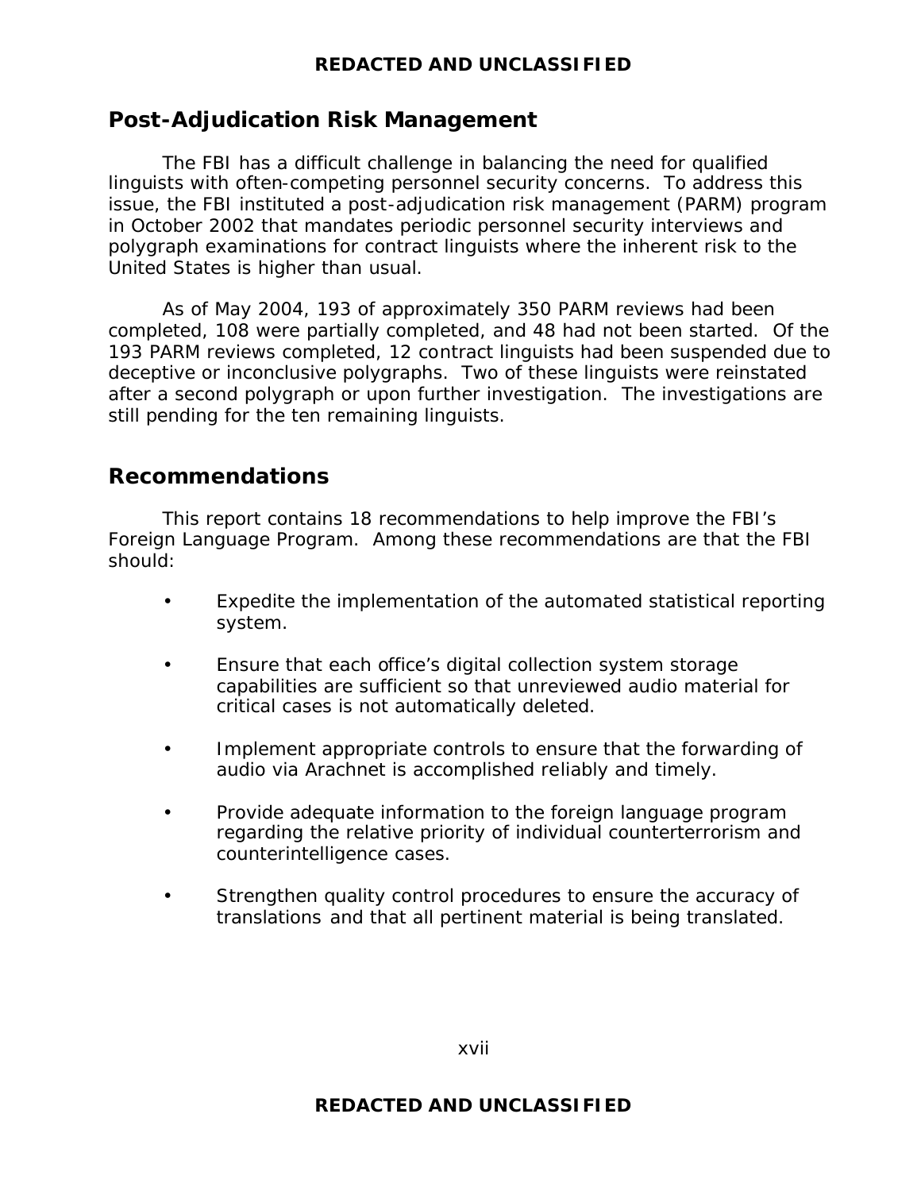## Post-Adjudication Risk Management

The FBI has a difficult challenge in balancing the need for qualified linguists with often-competing personnel security concerns. To address this issue, the FBI instituted a post-adjudication risk management (PARM) program in October 2002 that mandates periodic personnel security interviews and polygraph examinations for contract linguists where the inherent risk to the United States is higher than usual.

As of May 2004, 193 of approximately 350 PARM reviews had been completed, 108 were partially completed, and 48 had not been started. Of the 193 PARM reviews completed, 12 contract linguists had been suspended due to deceptive or inconclusive polygraphs. Two of these linguists were reinstated after a second polygraph or upon further investigation. The investigations are still pending for the ten remaining linguists.

## Recommendations

This report contains 18 recommendations to help improve the FBI's Foreign Language Program. Among these recommendations are that the FBI should:

- Expedite the implementation of the automated statistical reporting system.
- Ensure that each office's digital collection system storage capabilities are sufficient so that unreviewed audio material for critical cases is not automatically deleted.
- Implement appropriate controls to ensure that the forwarding of audio via Arachnet is accomplished reliably and timely.
- Provide adequate information to the foreign language program regarding the relative priority of individual counterterrorism and counterintelligence cases.
- Strengthen quality control procedures to ensure the accuracy of translations and that all pertinent material is being translated.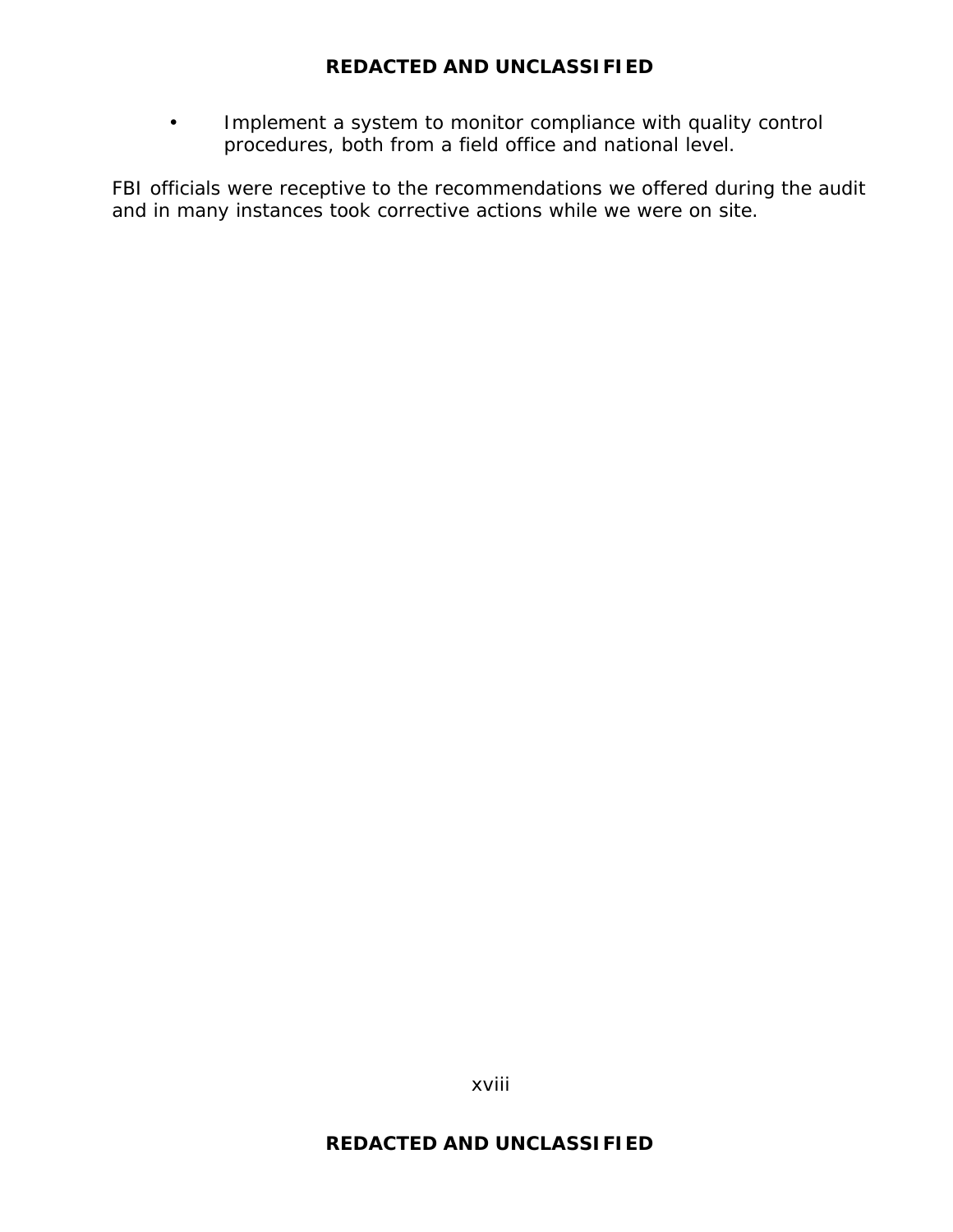- Implement a system to monitor compliance with quality control procedures, both from a field office and national level.

FBI officials were receptive to the recommendations we offered during the audit and in many instances took corrective actions while we were on site.